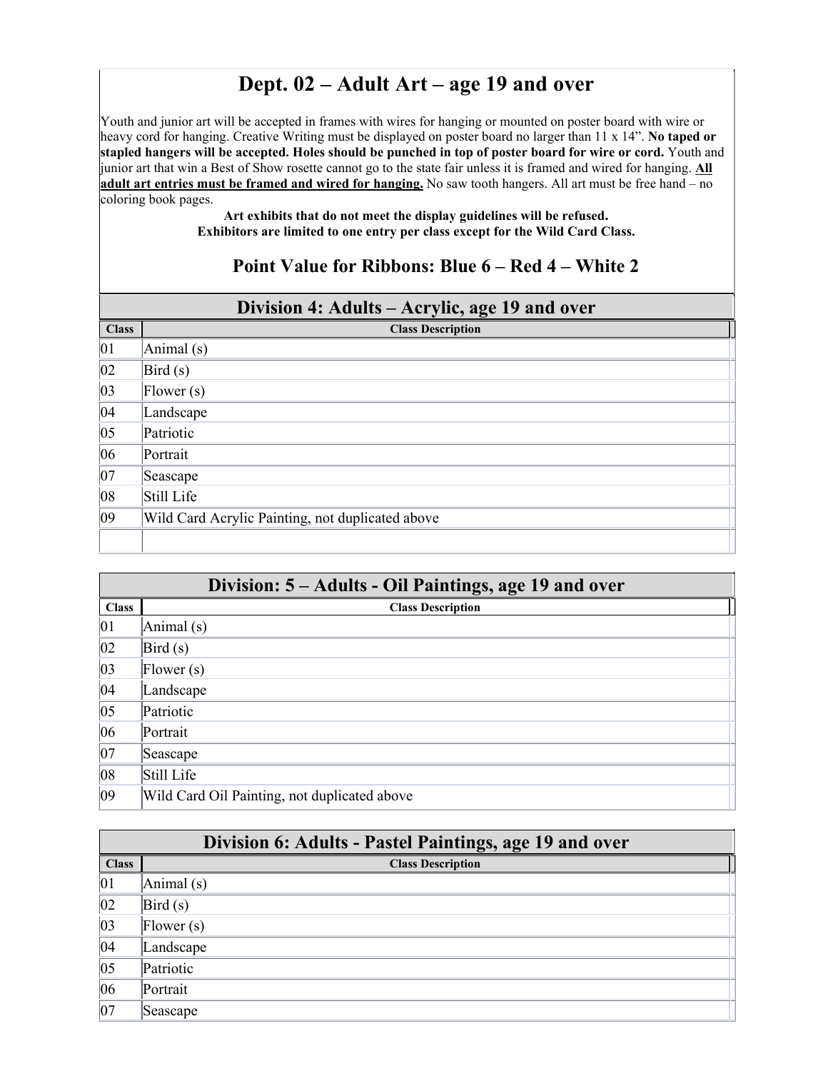# Dept. 02 – Adult Art – age 19 and over

Youth and junior art will be accepted in frames with wires for hanging or mounted on poster board with wire or heavy cord for hanging. Creative Writing must be displayed on poster board no larger than 11 x 14". **No taped or stapled hangers will be accepted. Holes should be punched in top of poster board for wire or cord.** Youth and junior art that win a Best of Show rosette cannot go to the state fair unless it is framed and wired for hanging. **All adult art entries must be framed and wired for hanging.** No saw tooth hangers. All art must be free hand – no coloring book pages.

**Art exhibits that do not meet the display guidelines will be refused.**
**Exhibitors are limited to one entry per class except for the Wild Card Class.**

## Point Value for Ribbons: Blue 6 – Red 4 – White 2

## Division 4: Adults – Acrylic, age 19 and over

| Class | Class Description |
|---|---|
| 01 | Animal (s) |
| 02 | Bird (s) |
| 03 | Flower (s) |
| 04 | Landscape |
| 05 | Patriotic |
| 06 | Portrait |
| 07 | Seascape |
| 08 | Still Life |
| 09 | Wild Card Acrylic Painting, not duplicated above |
| | |

## Division: 5 – Adults - Oil Paintings, age 19 and over

| Class | Class Description |
|---|---|
| 01 | Animal (s) |
| 02 | Bird (s) |
| 03 | Flower (s) |
| 04 | Landscape |
| 05 | Patriotic |
| 06 | Portrait |
| 07 | Seascape |
| 08 | Still Life |
| 09 | Wild Card Oil Painting, not duplicated above |

## Division 6: Adults - Pastel Paintings, age 19 and over

| Class | Class Description |
|---|---|
| 01 | Animal (s) |
| 02 | Bird (s) |
| 03 | Flower (s) |
| 04 | Landscape |
| 05 | Patriotic |
| 06 | Portrait |
| 07 | Seascape |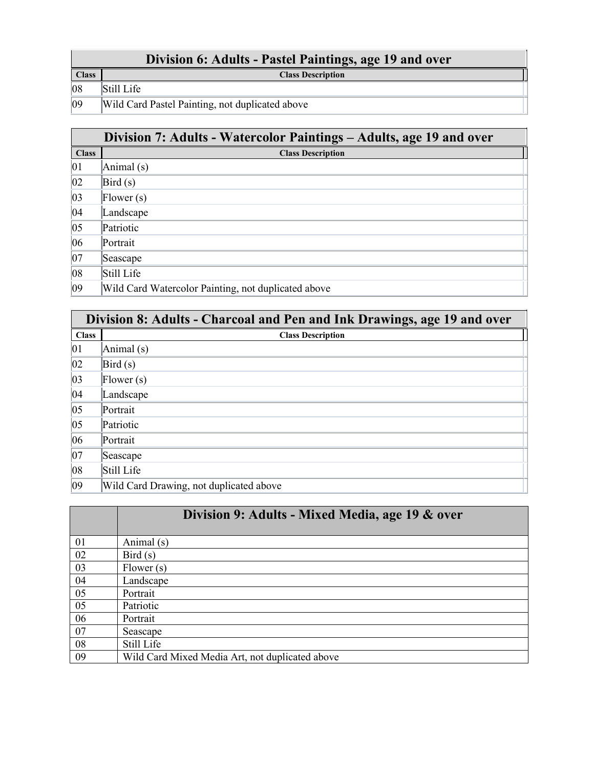| Division 6: Adults - Pastel Paintings, age 19 and over | |
|---|---|
| **Class** | **Class Description** |
| 08 | Still Life |
| 09 | Wild Card Pastel Painting, not duplicated above |

| Division 7: Adults - Watercolor Paintings – Adults, age 19 and over | |
|---|---|
| **Class** | **Class Description** |
| 01 | Animal (s) |
| 02 | Bird (s) |
| 03 | Flower (s) |
| 04 | Landscape |
| 05 | Patriotic |
| 06 | Portrait |
| 07 | Seascape |
| 08 | Still Life |
| 09 | Wild Card Watercolor Painting, not duplicated above |

| Division 8: Adults - Charcoal and Pen and Ink Drawings, age 19 and over | |
|---|---|
| **Class** | **Class Description** |
| 01 | Animal (s) |
| 02 | Bird (s) |
| 03 | Flower (s) |
| 04 | Landscape |
| 05 | Portrait |
| 05 | Patriotic |
| 06 | Portrait |
| 07 | Seascape |
| 08 | Still Life |
| 09 | Wild Card Drawing, not duplicated above |

| | Division 9: Adults - Mixed Media, age 19 & over |
|---|---|
| 01 | Animal (s) |
| 02 | Bird (s) |
| 03 | Flower (s) |
| 04 | Landscape |
| 05 | Portrait |
| 05 | Patriotic |
| 06 | Portrait |
| 07 | Seascape |
| 08 | Still Life |
| 09 | Wild Card Mixed Media Art, not duplicated above |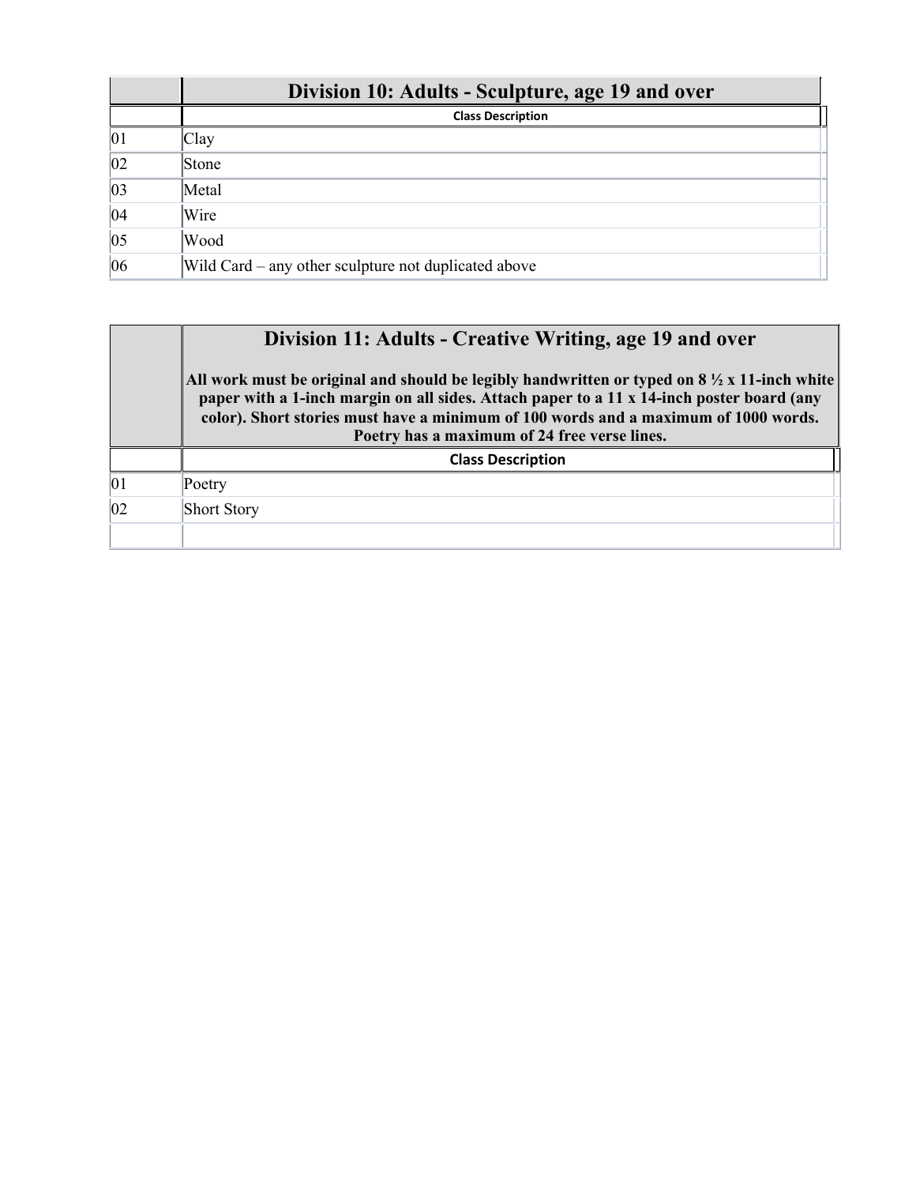| | Division 10: Adults - Sculpture, age 19 and over |
|---|---|
| | **Class Description** |
| 01 | Clay |
| 02 | Stone |
| 03 | Metal |
| 04 | Wire |
| 05 | Wood |
| 06 | Wild Card – any other sculpture not duplicated above |

| | Division 11: Adults - Creative Writing, age 19 and over<br><br>All work must be original and should be legibly handwritten or typed on 8 ½ x 11-inch white paper with a 1-inch margin on all sides. Attach paper to a 11 x 14-inch poster board (any color). Short stories must have a minimum of 100 words and a maximum of 1000 words. Poetry has a maximum of 24 free verse lines. |
|---|---|
| | **Class Description** |
| 01 | Poetry |
| 02 | Short Story |
| | |